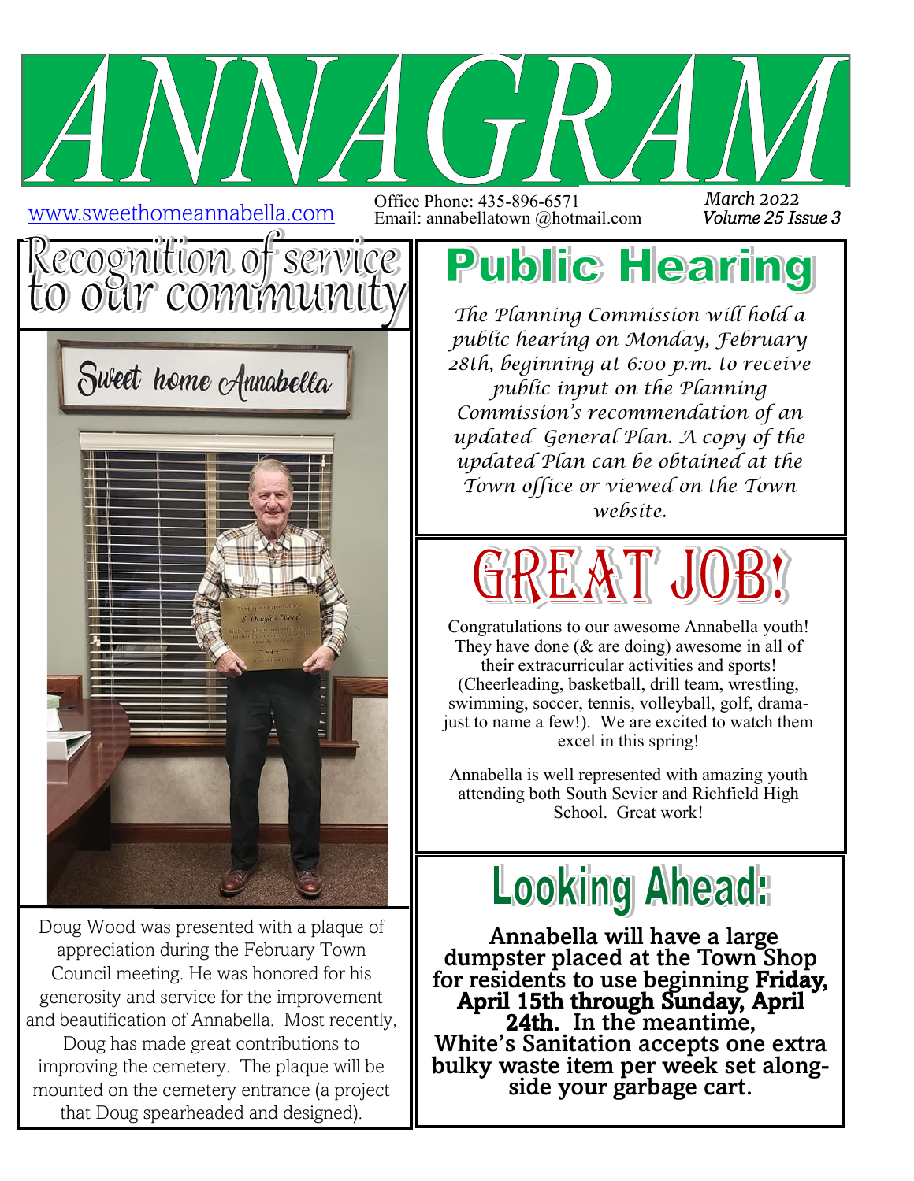# ANNAGRAM

www.sweethomeannabella.com

Office Phone: 435-896-6571
Email: annabellatown @hotmail.com

*March 2022*
*Volume 25 Issue 3*

## Recognition of service to our community

Doug Wood was presented with a plaque of appreciation during the February Town Council meeting. He was honored for his generosity and service for the improvement and beautification of Annabella. Most recently, Doug has made great contributions to improving the cemetery. The plaque will be mounted on the cemetery entrance (a project that Doug spearheaded and designed).

## Public Hearing

*The Planning Commission will hold a public hearing on Monday, February 28th, beginning at 6:00 p.m. to receive public input on the Planning Commission's recommendation of an updated General Plan. A copy of the updated Plan can be obtained at the Town office or viewed on the Town website.*

## GREAT JOB!

Congratulations to our awesome Annabella youth! They have done (& are doing) awesome in all of their extracurricular activities and sports! (Cheerleading, basketball, drill team, wrestling, swimming, soccer, tennis, volleyball, golf, drama- just to name a few!). We are excited to watch them excel in this spring!

Annabella is well represented with amazing youth attending both South Sevier and Richfield High School. Great work!

## Looking Ahead:

**Annabella will have a large dumpster placed at the Town Shop for residents to use beginning Friday, April 15th through Sunday, April 24th. In the meantime, White's Sanitation accepts one extra bulky waste item per week set along-side your garbage cart.**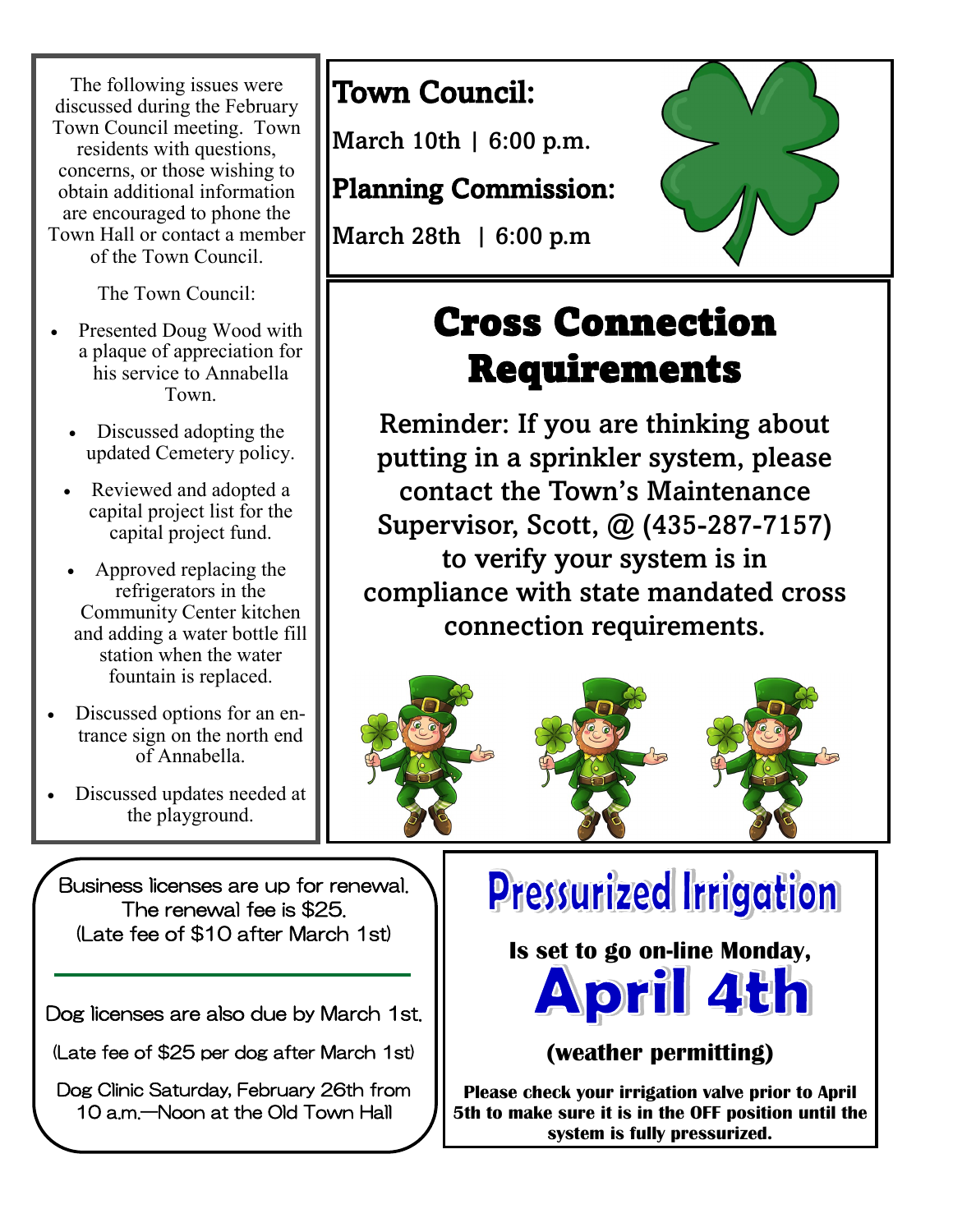The following issues were discussed during the February Town Council meeting. Town residents with questions, concerns, or those wishing to obtain additional information are encouraged to phone the Town Hall or contact a member of the Town Council.

The Town Council:

- Presented Doug Wood with a plaque of appreciation for his service to Annabella Town.
- Discussed adopting the updated Cemetery policy.
- Reviewed and adopted a capital project list for the capital project fund.
- Approved replacing the refrigerators in the Community Center kitchen and adding a water bottle fill station when the water fountain is replaced.
- Discussed options for an entrance sign on the north end of Annabella.
- Discussed updates needed at the playground.

## Town Council:

March 10th | 6:00 p.m.

## Planning Commission:

March 28th | 6:00 p.m

# Cross Connection Requirements

**Reminder: If you are thinking about putting in a sprinkler system, please contact the Town's Maintenance Supervisor, Scott, @ (435-287-7157) to verify your system is in compliance with state mandated cross connection requirements.**

Business licenses are up for renewal. The renewal fee is $25. (Late fee of $10 after March 1st)

---

Dog licenses are also due by March 1st.

(Late fee of $25 per dog after March 1st)

Dog Clinic Saturday, February 26th from 10 a.m.—Noon at the Old Town Hall

# Pressurized Irrigation

**Is set to go on-line Monday,**

# April 4th

**(weather permitting)**

**Please check your irrigation valve prior to April 5th to make sure it is in the OFF position until the system is fully pressurized.**